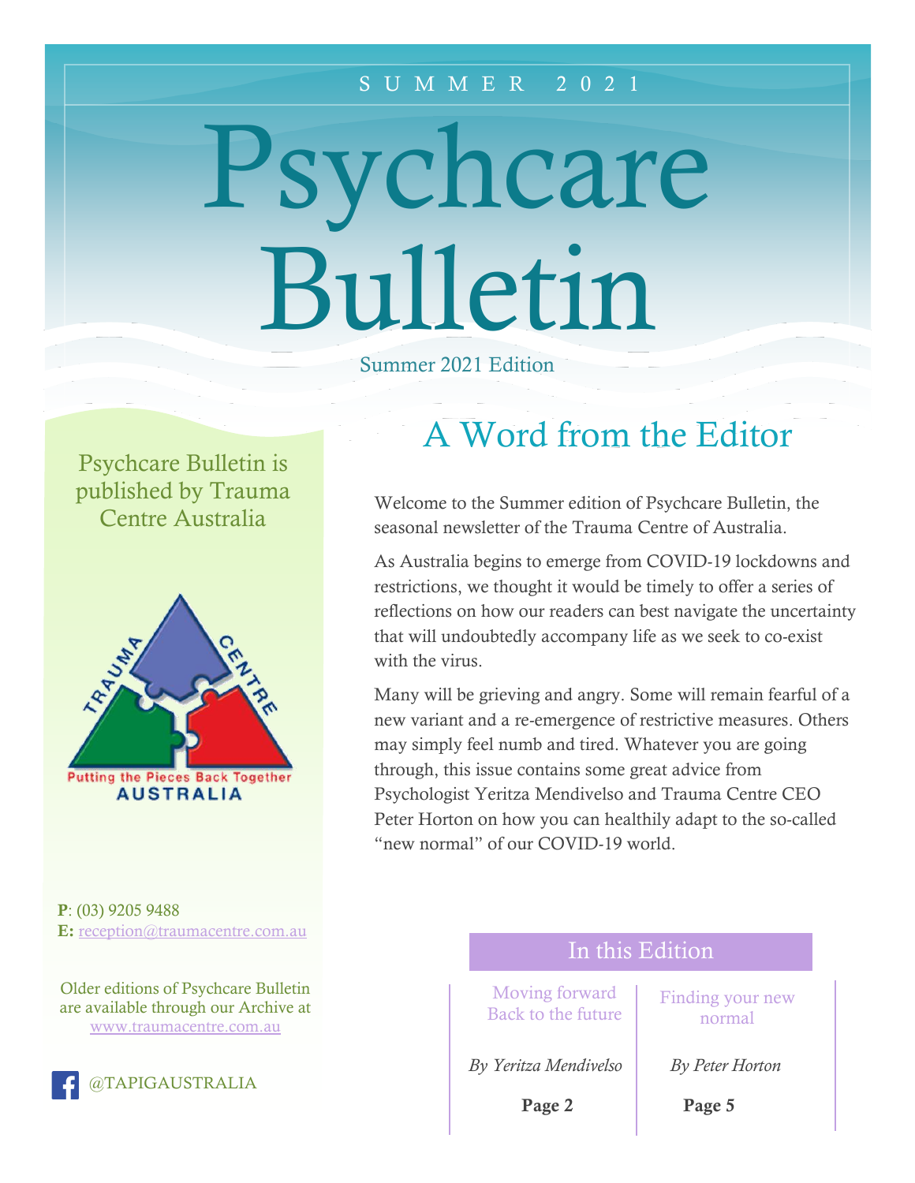SUMMER 2021

# Psychcare Bulletin

Summer 2021 Edition

## A Word from the Editor

Welcome to the Summer edition of Psychcare Bulletin, the seasonal newsletter of the Trauma Centre of Australia.

As Australia begins to emerge from COVID-19 lockdowns and restrictions, we thought it would be timely to offer a series of reflections on how our readers can best navigate the uncertainty that will undoubtedly accompany life as we seek to co-exist with the virus.

Many will be grieving and angry. Some will remain fearful of a new variant and a re-emergence of restrictive measures. Others may simply feel numb and tired. Whatever you are going through, this issue contains some great advice from Psychologist Yeritza Mendivelso and Trauma Centre CEO Peter Horton on how you can healthily adapt to the so-called "new normal" of our COVID-19 world.

Psychcare Bulletin is published by Trauma Centre Australia

TRAUMA CENTRE
Putting the Pieces Back Together
AUSTRALIA

**P**: (03) 9205 9488
**E:** reception@traumacentre.com.au

Older editions of Psychcare Bulletin are available through our Archive at www.traumacentre.com.au

@TAPIGAUSTRALIA

### In this Edition

| Moving forward Back to the future | Finding your new normal |
|---|---|
| *By Yeritza Mendivelso* | *By Peter Horton* |
| **Page 2** | **Page 5** |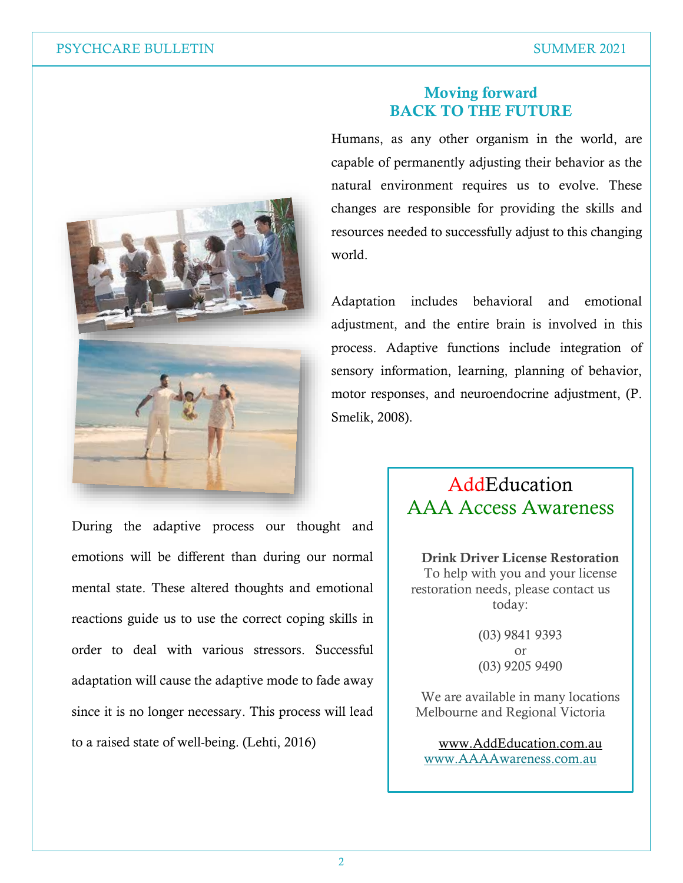## Moving forward
## BACK TO THE FUTURE

Humans, as any other organism in the world, are capable of permanently adjusting their behavior as the natural environment requires us to evolve. These changes are responsible for providing the skills and resources needed to successfully adjust to this changing world.

Adaptation includes behavioral and emotional adjustment, and the entire brain is involved in this process. Adaptive functions include integration of sensory information, learning, planning of behavior, motor responses, and neuroendocrine adjustment, (P. Smelik, 2008).

During the adaptive process our thought and emotions will be different than during our normal mental state. These altered thoughts and emotional reactions guide us to use the correct coping skills in order to deal with various stressors. Successful adaptation will cause the adaptive mode to fade away since it is no longer necessary. This process will lead to a raised state of well-being. (Lehti, 2016)

---

### AddEducation
### AAA Access Awareness

**Drink Driver License Restoration**
To help with you and your license restoration needs, please contact us today:

(03) 9841 9393
or
(03) 9205 9490

We are available in many locations Melbourne and Regional Victoria

www.AddEducation.com.au
www.AAAAwareness.com.au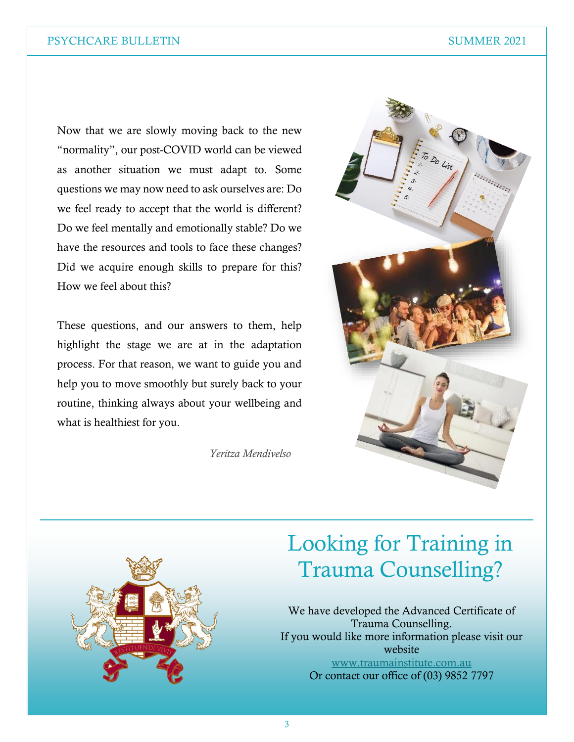Now that we are slowly moving back to the new "normality", our post-COVID world can be viewed as another situation we must adapt to. Some questions we may now need to ask ourselves are: Do we feel ready to accept that the world is different? Do we feel mentally and emotionally stable? Do we have the resources and tools to face these changes? Did we acquire enough skills to prepare for this? How we feel about this?

These questions, and our answers to them, help highlight the stage we are at in the adaptation process. For that reason, we want to guide you and help you to move smoothly but surely back to your routine, thinking always about your wellbeing and what is healthiest for you.

*Yeritza Mendivelso*

# Looking for Training in Trauma Counselling?

We have developed the Advanced Certificate of Trauma Counselling.
If you would like more information please visit our website
www.traumainstitute.com.au
Or contact our office of (03) 9852 7797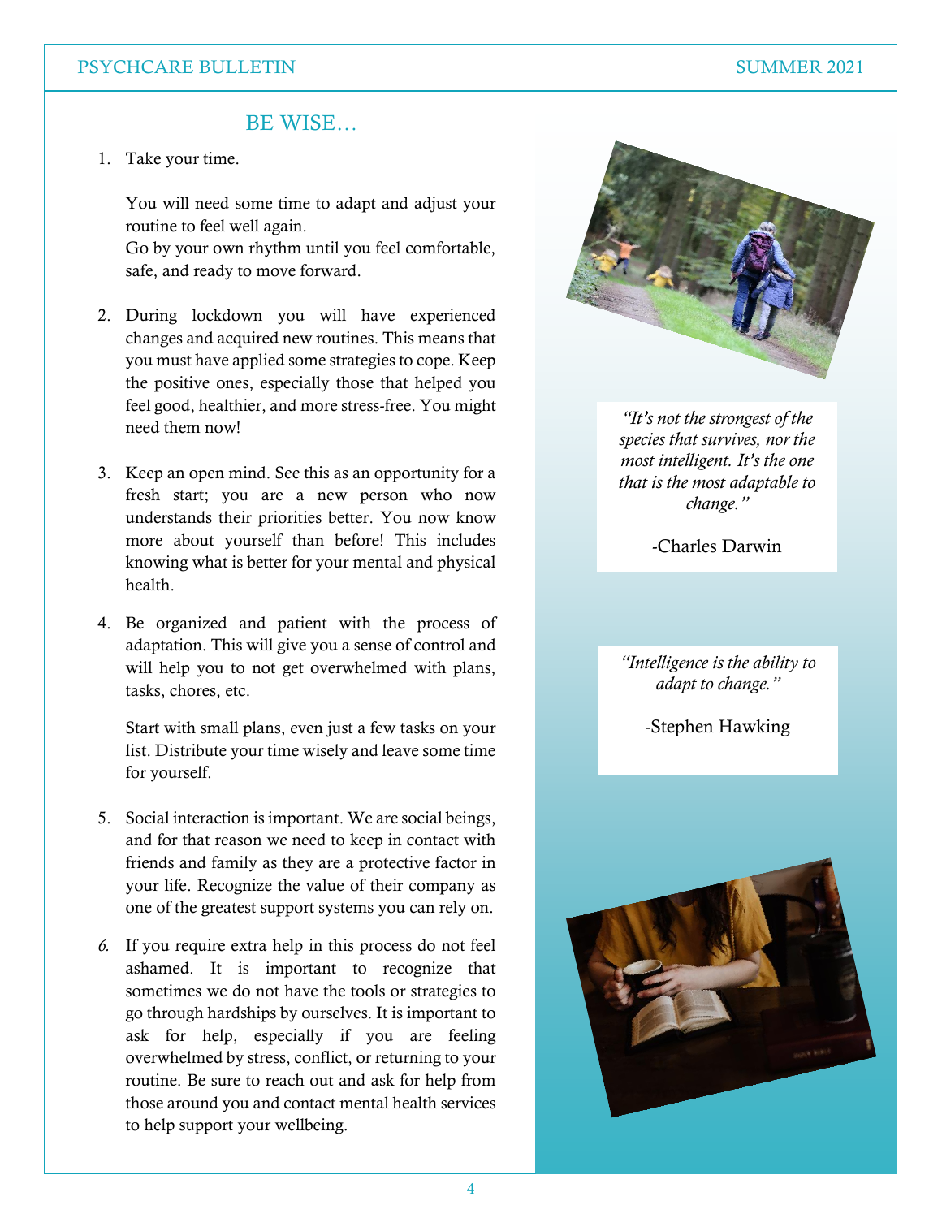## BE WISE…

1. Take your time.

   You will need some time to adapt and adjust your routine to feel well again.
   Go by your own rhythm until you feel comfortable, safe, and ready to move forward.

2. During lockdown you will have experienced changes and acquired new routines. This means that you must have applied some strategies to cope. Keep the positive ones, especially those that helped you feel good, healthier, and more stress-free. You might need them now!

3. Keep an open mind. See this as an opportunity for a fresh start; you are a new person who now understands their priorities better. You now know more about yourself than before! This includes knowing what is better for your mental and physical health.

4. Be organized and patient with the process of adaptation. This will give you a sense of control and will help you to not get overwhelmed with plans, tasks, chores, etc.

   Start with small plans, even just a few tasks on your list. Distribute your time wisely and leave some time for yourself.

5. Social interaction is important. We are social beings, and for that reason we need to keep in contact with friends and family as they are a protective factor in your life. Recognize the value of their company as one of the greatest support systems you can rely on.

6. If you require extra help in this process do not feel ashamed. It is important to recognize that sometimes we do not have the tools or strategies to go through hardships by ourselves. It is important to ask for help, especially if you are feeling overwhelmed by stress, conflict, or returning to your routine. Be sure to reach out and ask for help from those around you and contact mental health services to help support your wellbeing.

*"It's not the strongest of the species that survives, nor the most intelligent. It's the one that is the most adaptable to change."*

-Charles Darwin

*"Intelligence is the ability to adapt to change."*

-Stephen Hawking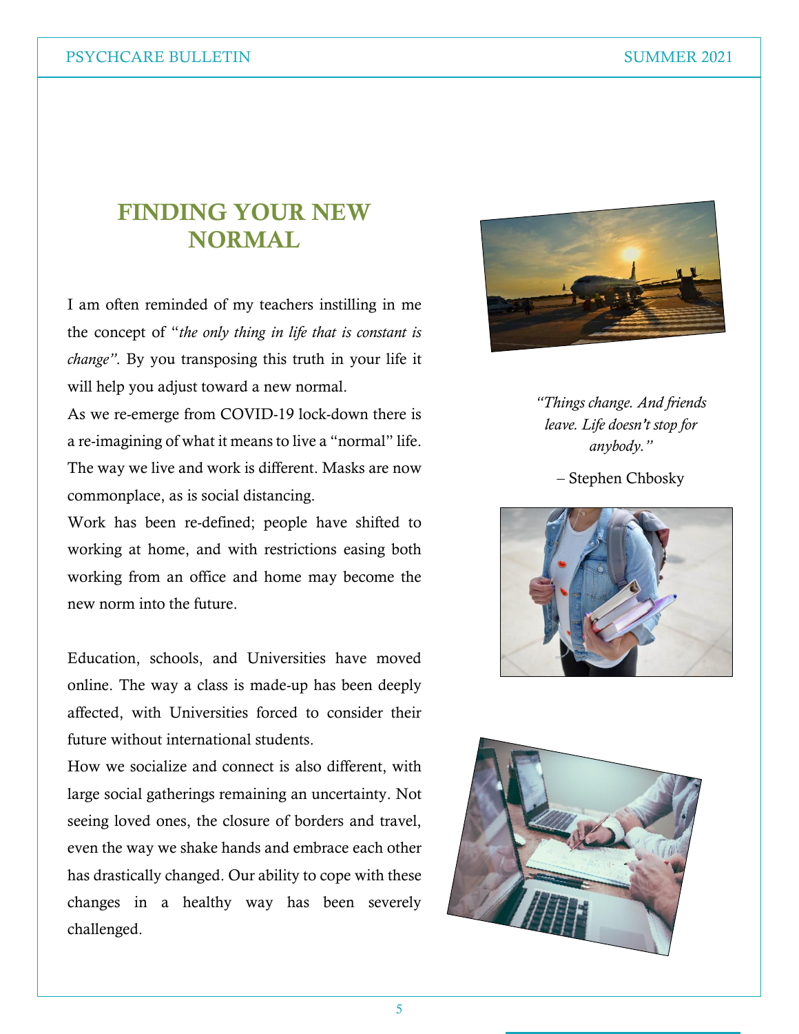# FINDING YOUR NEW NORMAL

I am often reminded of my teachers instilling in me the concept of "*the only thing in life that is constant is change"*. By you transposing this truth in your life it will help you adjust toward a new normal.

As we re-emerge from COVID-19 lock-down there is a re-imagining of what it means to live a "normal" life. The way we live and work is different. Masks are now commonplace, as is social distancing.

Work has been re-defined; people have shifted to working at home, and with restrictions easing both working from an office and home may become the new norm into the future.

Education, schools, and Universities have moved online. The way a class is made-up has been deeply affected, with Universities forced to consider their future without international students.

How we socialize and connect is also different, with large social gatherings remaining an uncertainty. Not seeing loved ones, the closure of borders and travel, even the way we shake hands and embrace each other has drastically changed. Our ability to cope with these changes in a healthy way has been severely challenged.

*"Things change. And friends leave. Life doesn't stop for anybody."*

– Stephen Chbosky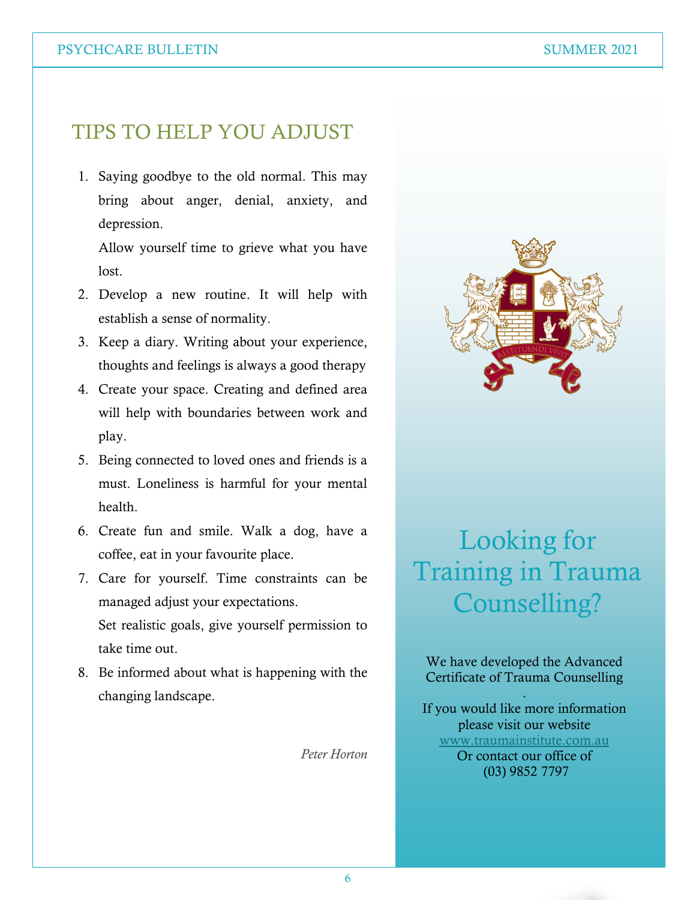## TIPS TO HELP YOU ADJUST

1. Saying goodbye to the old normal. This may bring about anger, denial, anxiety, and depression.

   Allow yourself time to grieve what you have lost.
2. Develop a new routine. It will help with establish a sense of normality.
3. Keep a diary. Writing about your experience, thoughts and feelings is always a good therapy
4. Create your space. Creating and defined area will help with boundaries between work and play.
5. Being connected to loved ones and friends is a must. Loneliness is harmful for your mental health.
6. Create fun and smile. Walk a dog, have a coffee, eat in your favourite place.
7. Care for yourself. Time constraints can be managed adjust your expectations.

   Set realistic goals, give yourself permission to take time out.
8. Be informed about what is happening with the changing landscape.

*Peter Horton*

## Looking for Training in Trauma Counselling?

We have developed the Advanced Certificate of Trauma Counselling

.

If you would like more information please visit our website www.traumainstitute.com.au Or contact our office of (03) 9852 7797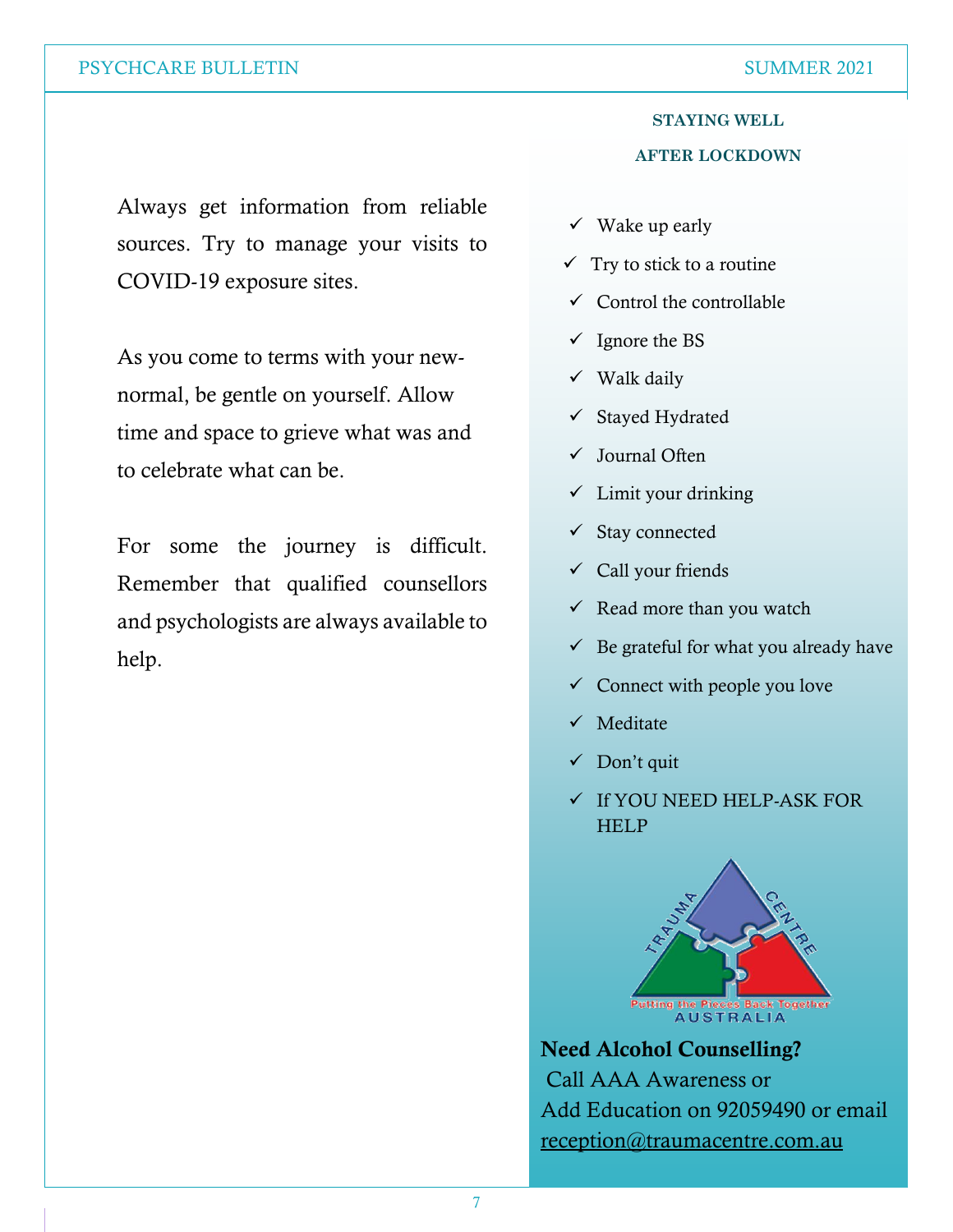Always get information from reliable sources. Try to manage your visits to COVID-19 exposure sites.

As you come to terms with your new-normal, be gentle on yourself. Allow time and space to grieve what was and to celebrate what can be.

For some the journey is difficult. Remember that qualified counsellors and psychologists are always available to help.

## STAYING WELL AFTER LOCKDOWN

- ✓ Wake up early
- ✓ Try to stick to a routine
- ✓ Control the controllable
- ✓ Ignore the BS
- ✓ Walk daily
- ✓ Stayed Hydrated
- ✓ Journal Often
- ✓ Limit your drinking
- ✓ Stay connected
- ✓ Call your friends
- ✓ Read more than you watch
- ✓ Be grateful for what you already have
- ✓ Connect with people you love
- ✓ Meditate
- ✓ Don't quit
- ✓ If YOU NEED HELP-ASK FOR HELP

TRAUMA CENTRE
Putting the Pieces Back Together
AUSTRALIA

**Need Alcohol Counselling?**
Call AAA Awareness or Add Education on 92059490 or email reception@traumacentre.com.au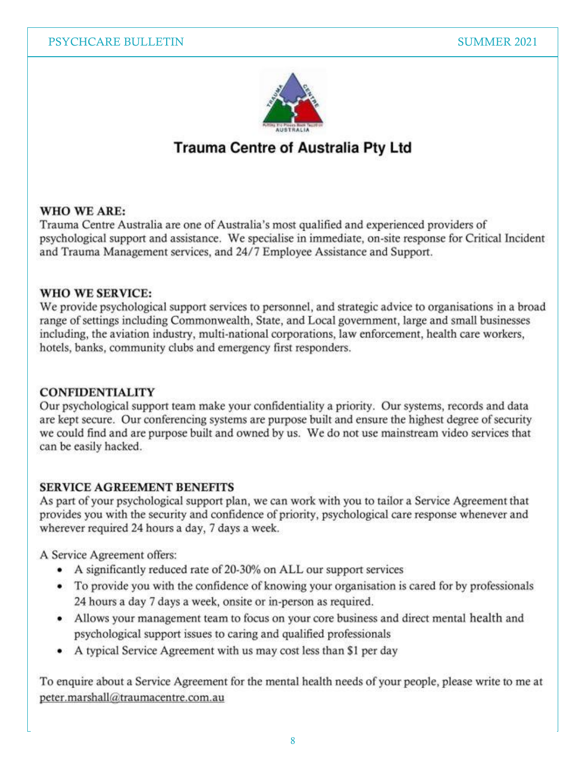# Trauma Centre of Australia Pty Ltd

**WHO WE ARE:**
Trauma Centre Australia are one of Australia's most qualified and experienced providers of psychological support and assistance. We specialise in immediate, on-site response for Critical Incident and Trauma Management services, and 24/7 Employee Assistance and Support.

**WHO WE SERVICE:**
We provide psychological support services to personnel, and strategic advice to organisations in a broad range of settings including Commonwealth, State, and Local government, large and small businesses including, the aviation industry, multi-national corporations, law enforcement, health care workers, hotels, banks, community clubs and emergency first responders.

**CONFIDENTIALITY**
Our psychological support team make your confidentiality a priority. Our systems, records and data are kept secure. Our conferencing systems are purpose built and ensure the highest degree of security we could find and are purpose built and owned by us. We do not use mainstream video services that can be easily hacked.

**SERVICE AGREEMENT BENEFITS**
As part of your psychological support plan, we can work with you to tailor a Service Agreement that provides you with the security and confidence of priority, psychological care response whenever and wherever required 24 hours a day, 7 days a week.

A Service Agreement offers:

- A significantly reduced rate of 20-30% on ALL our support services
- To provide you with the confidence of knowing your organisation is cared for by professionals 24 hours a day 7 days a week, onsite or in-person as required.
- Allows your management team to focus on your core business and direct mental health and psychological support issues to caring and qualified professionals
- A typical Service Agreement with us may cost less than $1 per day

To enquire about a Service Agreement for the mental health needs of your people, please write to me at peter.marshall@traumacentre.com.au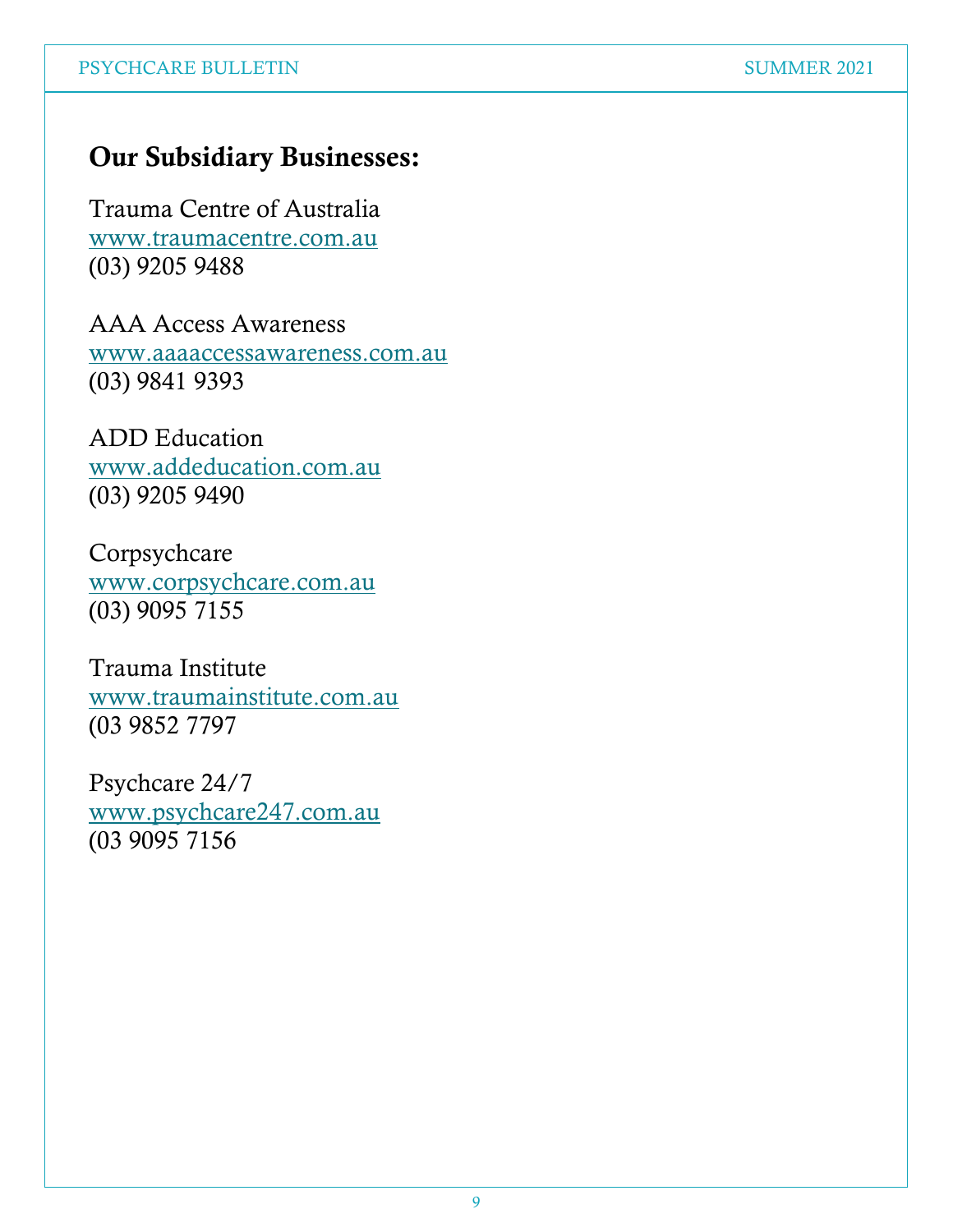## Our Subsidiary Businesses:

Trauma Centre of Australia
www.traumacentre.com.au
(03) 9205 9488

AAA Access Awareness
www.aaaaccessawareness.com.au
(03) 9841 9393

ADD Education
www.addeducation.com.au
(03) 9205 9490

Corpsychcare
www.corpsychcare.com.au
(03) 9095 7155

Trauma Institute
www.traumainstitute.com.au
(03 9852 7797

Psychcare 24/7
www.psychcare247.com.au
(03 9095 7156